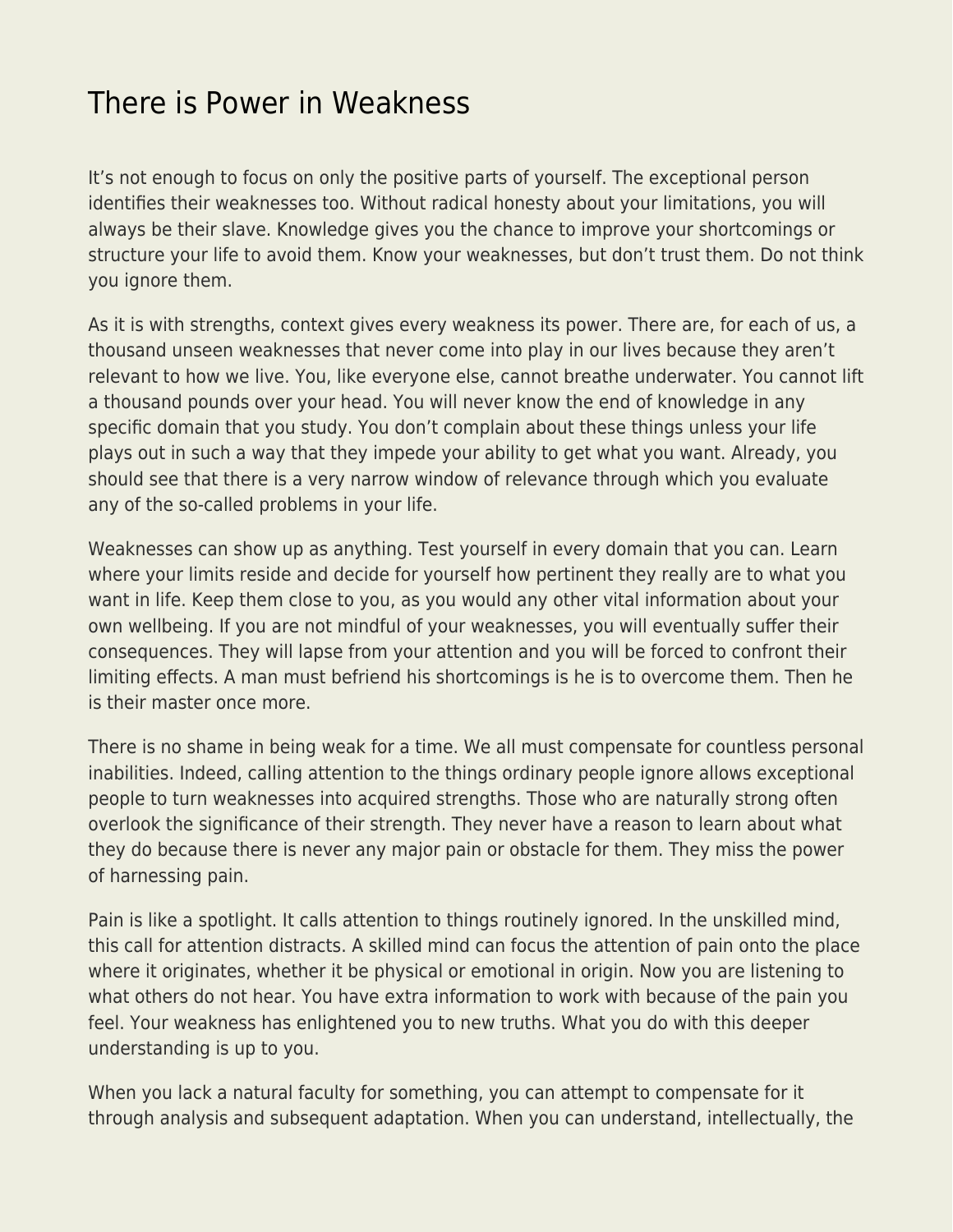# There is Power in Weakness

It's not enough to focus on only the positive parts of yourself. The exceptional person identifies their weaknesses too. Without radical honesty about your limitations, you will always be their slave. Knowledge gives you the chance to improve your shortcomings or structure your life to avoid them. Know your weaknesses, but don't trust them. Do not think you ignore them.

As it is with strengths, context gives every weakness its power. There are, for each of us, a thousand unseen weaknesses that never come into play in our lives because they aren't relevant to how we live. You, like everyone else, cannot breathe underwater. You cannot lift a thousand pounds over your head. You will never know the end of knowledge in any specific domain that you study. You don't complain about these things unless your life plays out in such a way that they impede your ability to get what you want. Already, you should see that there is a very narrow window of relevance through which you evaluate any of the so-called problems in your life.

Weaknesses can show up as anything. Test yourself in every domain that you can. Learn where your limits reside and decide for yourself how pertinent they really are to what you want in life. Keep them close to you, as you would any other vital information about your own wellbeing. If you are not mindful of your weaknesses, you will eventually suffer their consequences. They will lapse from your attention and you will be forced to confront their limiting effects. A man must befriend his shortcomings is he is to overcome them. Then he is their master once more.

There is no shame in being weak for a time. We all must compensate for countless personal inabilities. Indeed, calling attention to the things ordinary people ignore allows exceptional people to turn weaknesses into acquired strengths. Those who are naturally strong often overlook the significance of their strength. They never have a reason to learn about what they do because there is never any major pain or obstacle for them. They miss the power of harnessing pain.

Pain is like a spotlight. It calls attention to things routinely ignored. In the unskilled mind, this call for attention distracts. A skilled mind can focus the attention of pain onto the place where it originates, whether it be physical or emotional in origin. Now you are listening to what others do not hear. You have extra information to work with because of the pain you feel. Your weakness has enlightened you to new truths. What you do with this deeper understanding is up to you.

When you lack a natural faculty for something, you can attempt to compensate for it through analysis and subsequent adaptation. When you can understand, intellectually, the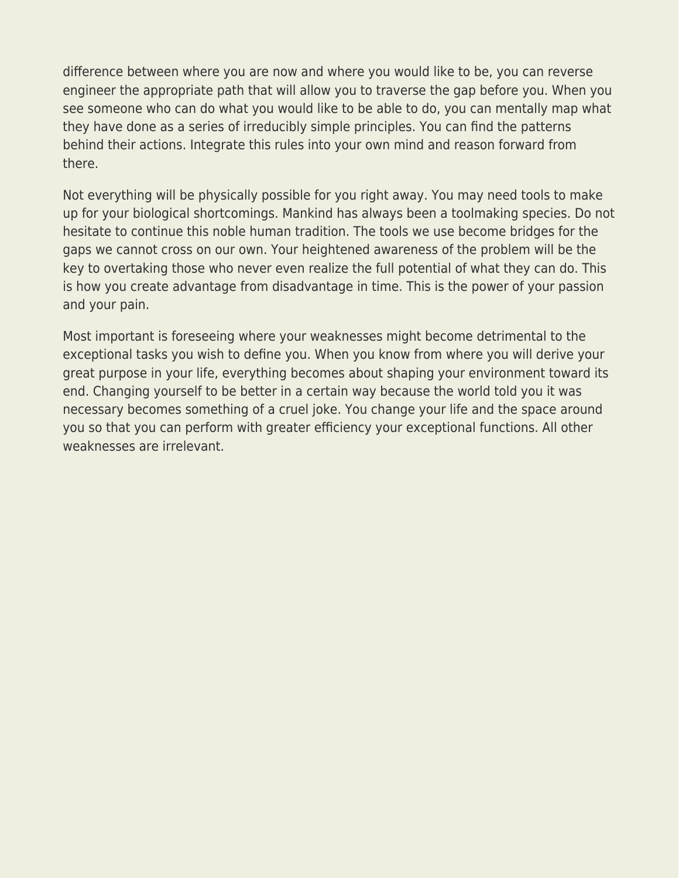difference between where you are now and where you would like to be, you can reverse engineer the appropriate path that will allow you to traverse the gap before you. When you see someone who can do what you would like to be able to do, you can mentally map what they have done as a series of irreducibly simple principles. You can find the patterns behind their actions. Integrate this rules into your own mind and reason forward from there.

Not everything will be physically possible for you right away. You may need tools to make up for your biological shortcomings. Mankind has always been a toolmaking species. Do not hesitate to continue this noble human tradition. The tools we use become bridges for the gaps we cannot cross on our own. Your heightened awareness of the problem will be the key to overtaking those who never even realize the full potential of what they can do. This is how you create advantage from disadvantage in time. This is the power of your passion and your pain.

Most important is foreseeing where your weaknesses might become detrimental to the exceptional tasks you wish to define you. When you know from where you will derive your great purpose in your life, everything becomes about shaping your environment toward its end. Changing yourself to be better in a certain way because the world told you it was necessary becomes something of a cruel joke. You change your life and the space around you so that you can perform with greater efficiency your exceptional functions. All other weaknesses are irrelevant.